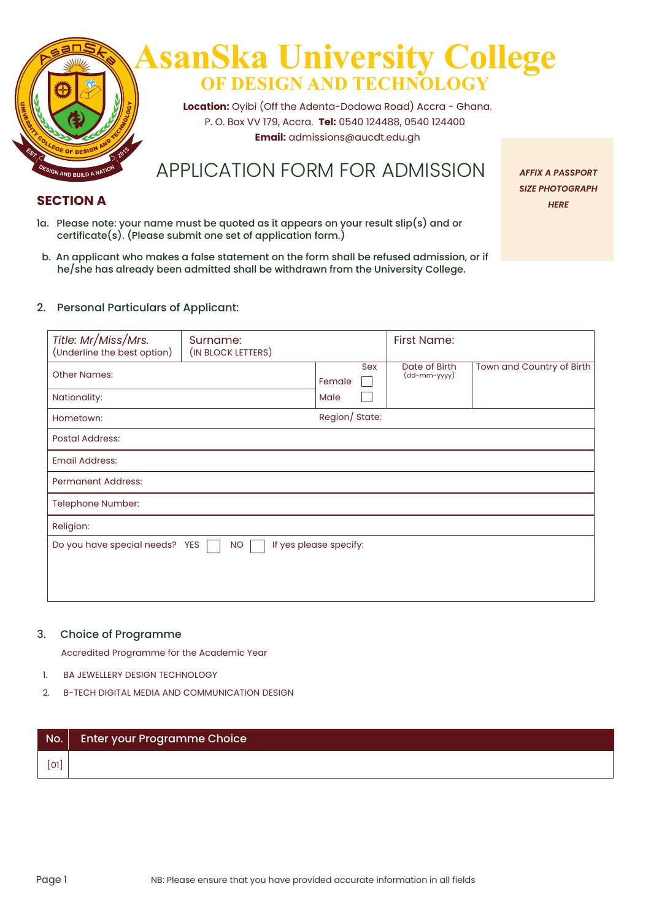# AsanSka University College
## OF DESIGN AND TECHNOLOGY

**Location:** Oyibi (Off the Adenta-Dodowa Road) Accra - Ghana.
P. O. Box VV 179, Accra. **Tel:** 0540 124488, 0540 124400
**Email:** admissions@aucdt.edu.gh

# APPLICATION FORM FOR ADMISSION

***AFFIX A PASSPORT SIZE PHOTOGRAPH HERE***

## SECTION A

1a. Please note: your name must be quoted as it appears on your result slip(s) and or certificate(s). (Please submit one set of application form.)

b. An applicant who makes a false statement on the form shall be refused admission, or if he/she has already been admitted shall be withdrawn from the University College.

2. Personal Particulars of Applicant:

| *Title: Mr/Miss/Mrs.* (Underline the best option) | Surname: (IN BLOCK LETTERS) | | First Name: | |
|---|---|---|---|---|
| Other Names: | | Sex<br>Female ☐ | Date of Birth (dd-mm-yyyy) | Town and Country of Birth |
| Nationality: | | Male ☐ | | |
| Hometown: | | Region/ State: | | |
| Postal Address: | | | | |
| Email Address: | | | | |
| Permanent Address: | | | | |
| Telephone Number: | | | | |
| Religion: | | | | |
| Do you have special needs? YES ☐ NO ☐ If yes please specify: | | | | |

3. Choice of Programme

Accredited Programme for the Academic Year

1. BA JEWELLERY DESIGN TECHNOLOGY
2. B-TECH DIGITAL MEDIA AND COMMUNICATION DESIGN

| No. | Enter your Programme Choice |
|---|---|
| [01] | |

NB: Please ensure that you have provided accurate information in all fields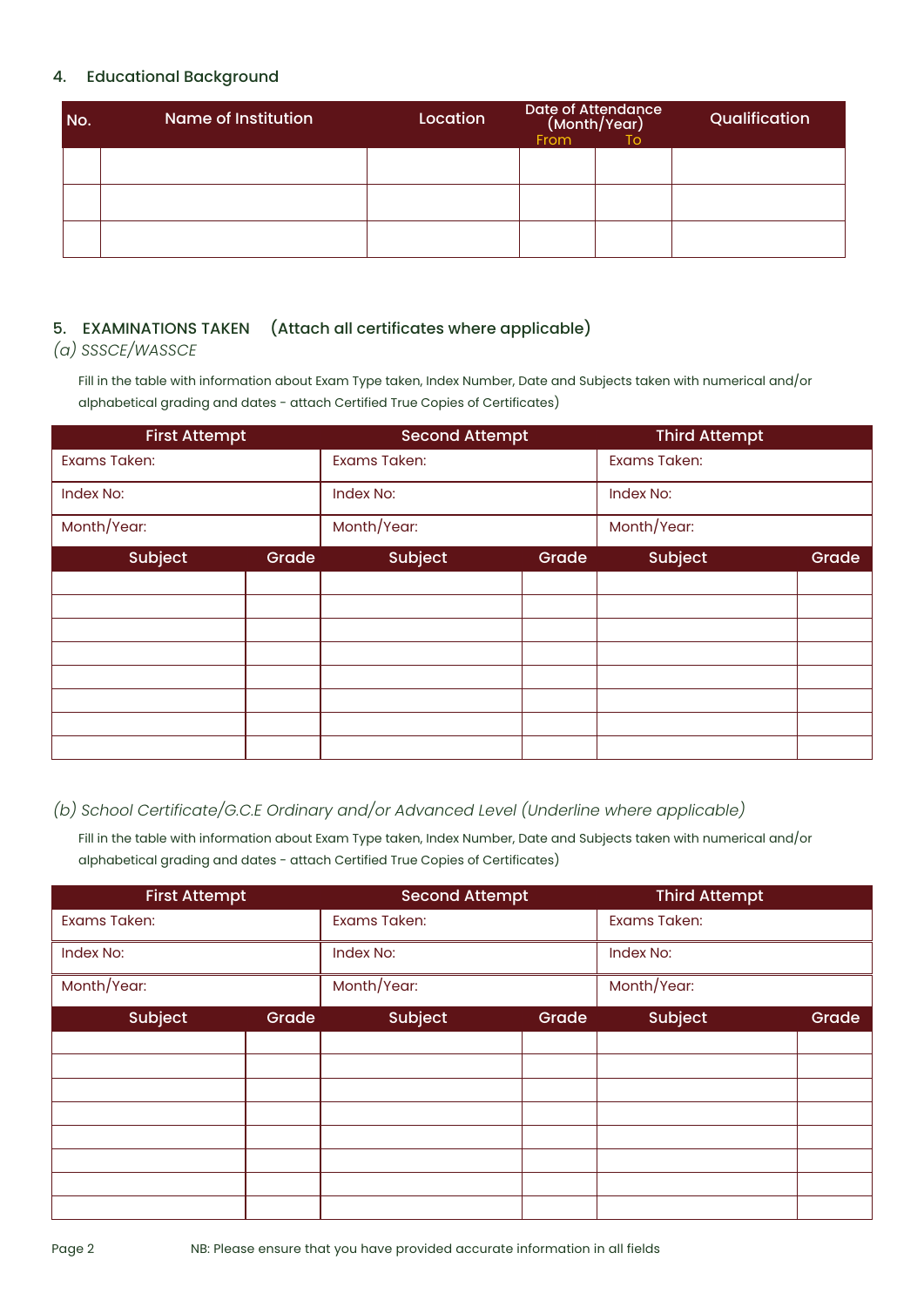## 4. Educational Background

| No. | Name of Institution | Location | Date of Attendance (Month/Year) | | Qualification |
|---|---|---|---|---|---|
| | | | From | To | |
| | | | | | |
| | | | | | |
| | | | | | |

## 5. EXAMINATIONS TAKEN (Attach all certificates where applicable)

*(a) SSSCE/WASSCE*

Fill in the table with information about Exam Type taken, Index Number, Date and Subjects taken with numerical and/or alphabetical grading and dates - attach Certified True Copies of Certificates)

| First Attempt | | Second Attempt | | Third Attempt | |
|---|---|---|---|---|---|
| Exams Taken: | | Exams Taken: | | Exams Taken: | |
| Index No: | | Index No: | | Index No: | |
| Month/Year: | | Month/Year: | | Month/Year: | |
| Subject | Grade | Subject | Grade | Subject | Grade |
| | | | | | |
| | | | | | |
| | | | | | |
| | | | | | |
| | | | | | |
| | | | | | |
| | | | | | |
| | | | | | |

*(b) School Certificate/G.C.E Ordinary and/or Advanced Level (Underline where applicable)*

Fill in the table with information about Exam Type taken, Index Number, Date and Subjects taken with numerical and/or alphabetical grading and dates - attach Certified True Copies of Certificates)

| First Attempt | | Second Attempt | | Third Attempt | |
|---|---|---|---|---|---|
| Exams Taken: | | Exams Taken: | | Exams Taken: | |
| Index No: | | Index No: | | Index No: | |
| Month/Year: | | Month/Year: | | Month/Year: | |
| Subject | Grade | Subject | Grade | Subject | Grade |
| | | | | | |
| | | | | | |
| | | | | | |
| | | | | | |
| | | | | | |
| | | | | | |
| | | | | | |
| | | | | | |

NB: Please ensure that you have provided accurate information in all fields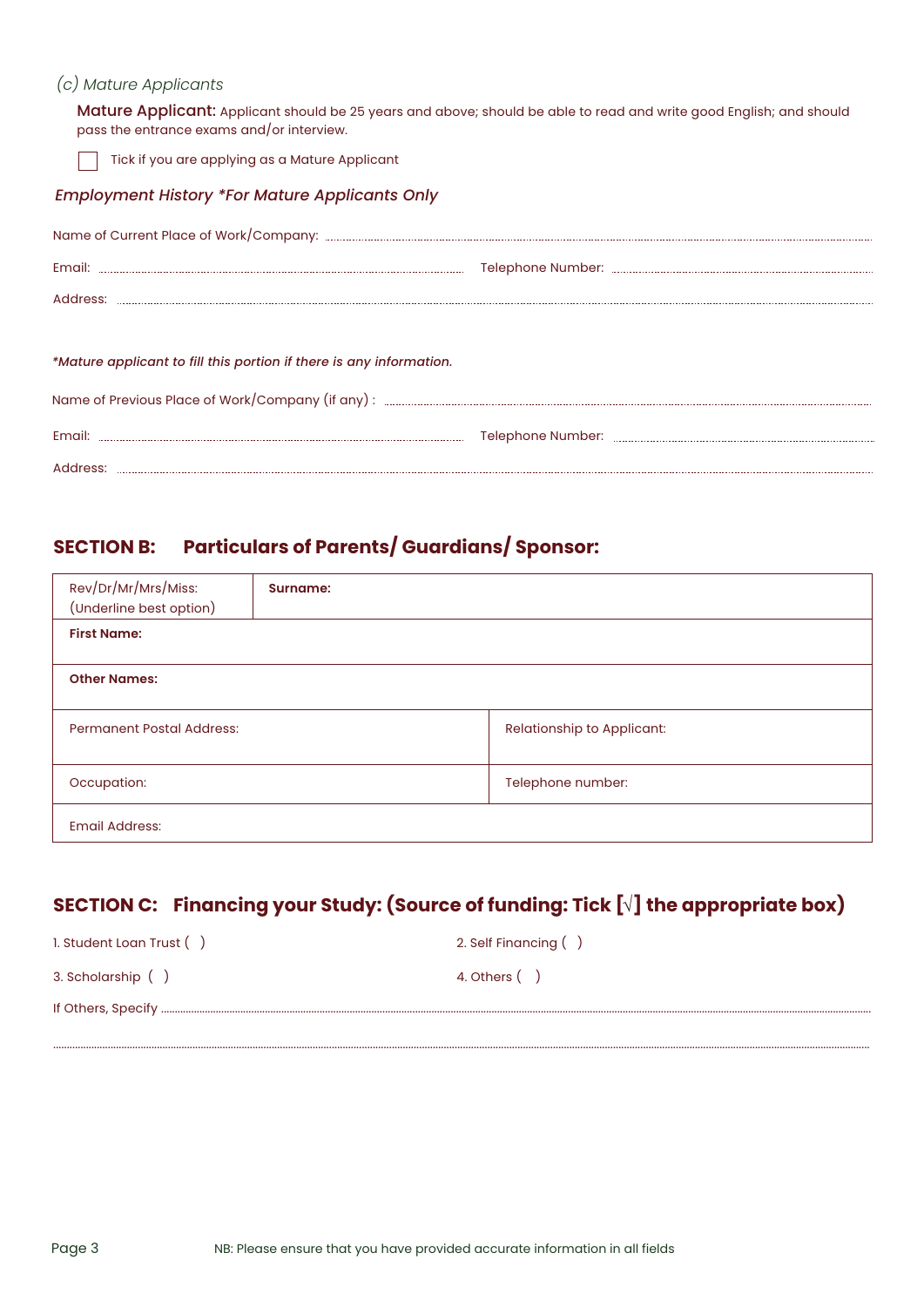*(c) Mature Applicants*

**Mature Applicant:** Applicant should be 25 years and above; should be able to read and write good English; and should pass the entrance exams and/or interview.

☐ Tick if you are applying as a Mature Applicant

### *Employment History \*For Mature Applicants Only*

Name of Current Place of Work/Company: ..........................................................................................

Email: .......................................................... Telephone Number: ..........................................................

Address: ..........................................................................................................................................

***Mature applicant to fill this portion if there is any information.***

Name of Previous Place of Work/Company (if any) : ..........................................................................

Email: .......................................................... Telephone Number: ..........................................................

Address: ..........................................................................................................................................

## SECTION B: Particulars of Parents/ Guardians/ Sponsor:

| Rev/Dr/Mr/Mrs/Miss: (Underline best option) | **Surname:** |
|---|---|
| **First Name:** | |
| **Other Names:** | |
| Permanent Postal Address: | Relationship to Applicant: |
| Occupation: | Telephone number: |
| Email Address: | |

## SECTION C: Financing your Study: (Source of funding: Tick [√] the appropriate box)

1. Student Loan Trust ( )
2. Self Financing ( )
3. Scholarship ( )
4. Others ( )

If Others, Specify ..........................................................................................................................

..........................................................................................................................................................

NB: Please ensure that you have provided accurate information in all fields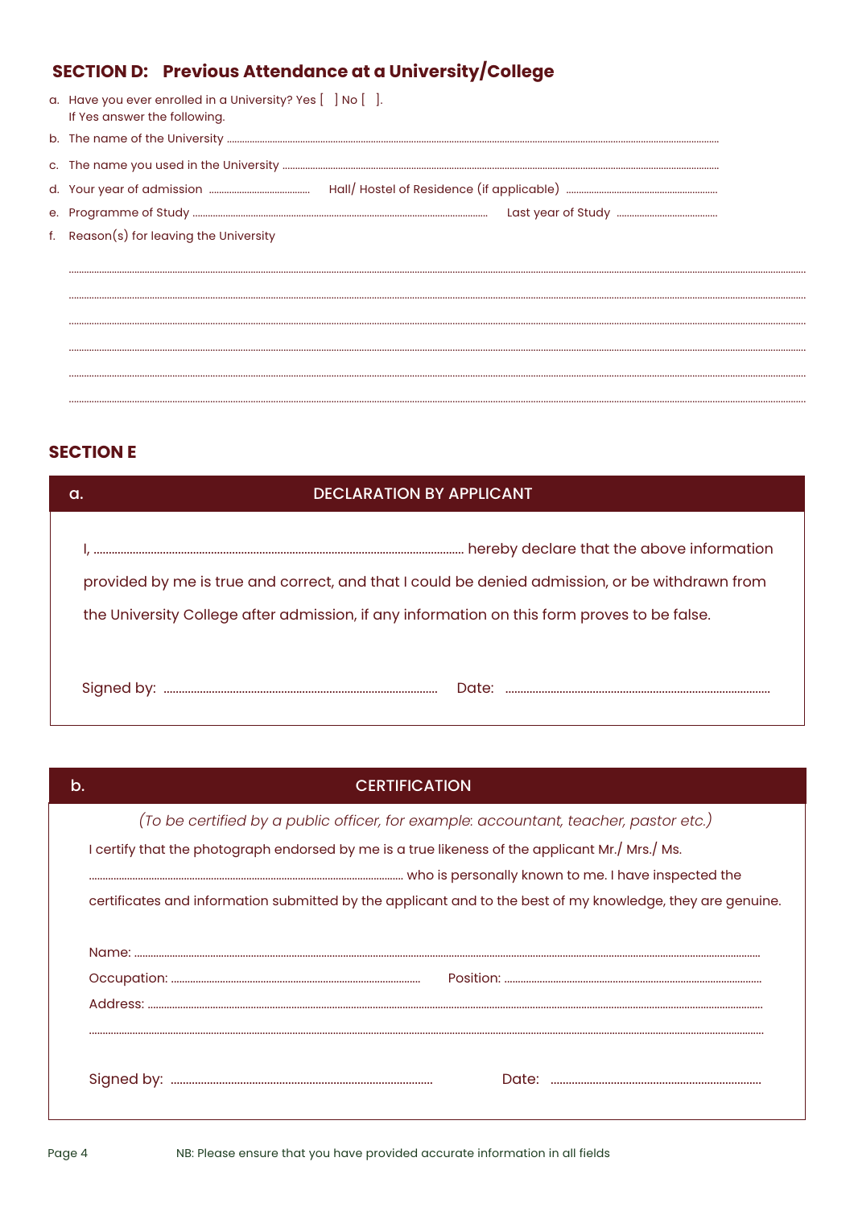## SECTION D: Previous Attendance at a University/College

a. Have you ever enrolled in a University? Yes [ ] No [ ].
   If Yes answer the following.

b. The name of the University ..............................................................................................................

c. The name you used in the University ..............................................................................................................

d. Your year of admission .......................... Hall/ Hostel of Residence (if applicable) ..........................

e. Programme of Study .............................................................. Last year of Study ..........................

f. Reason(s) for leaving the University

..............................................................................................................

..............................................................................................................

..............................................................................................................

..............................................................................................................

..............................................................................................................

..............................................................................................................

## SECTION E

### a. DECLARATION BY APPLICANT

I, .............................................................................................. hereby declare that the above information provided by me is true and correct, and that I could be denied admission, or be withdrawn from the University College after admission, if any information on this form proves to be false.

Signed by: .................................................... Date: ....................................................

### b. CERTIFICATION

*(To be certified by a public officer, for example: accountant, teacher, pastor etc.)*

I certify that the photograph endorsed by me is a true likeness of the applicant Mr./ Mrs./ Ms. .............................................................................................. who is personally known to me. I have inspected the certificates and information submitted by the applicant and to the best of my knowledge, they are genuine.

Name: ..............................................................................................................

Occupation: .................................................... Position: ....................................................

Address: ..............................................................................................................

..............................................................................................................

Signed by: .................................................... Date: ....................................................

NB: Please ensure that you have provided accurate information in all fields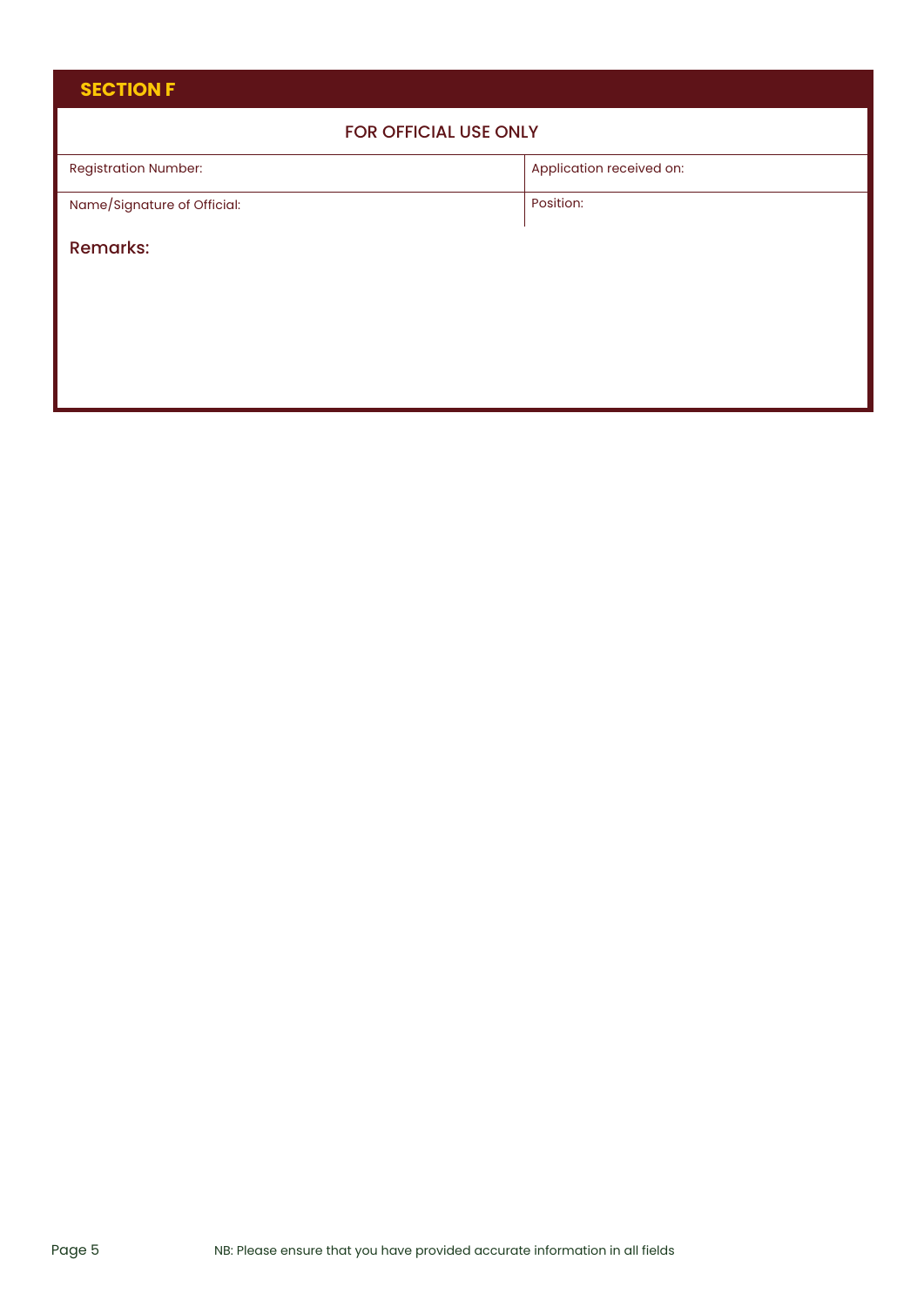## SECTION F

### FOR OFFICIAL USE ONLY

| | |
|---|---|
| Registration Number: | Application received on: |
| Name/Signature of Official: | Position: |

Remarks:

NB: Please ensure that you have provided accurate information in all fields